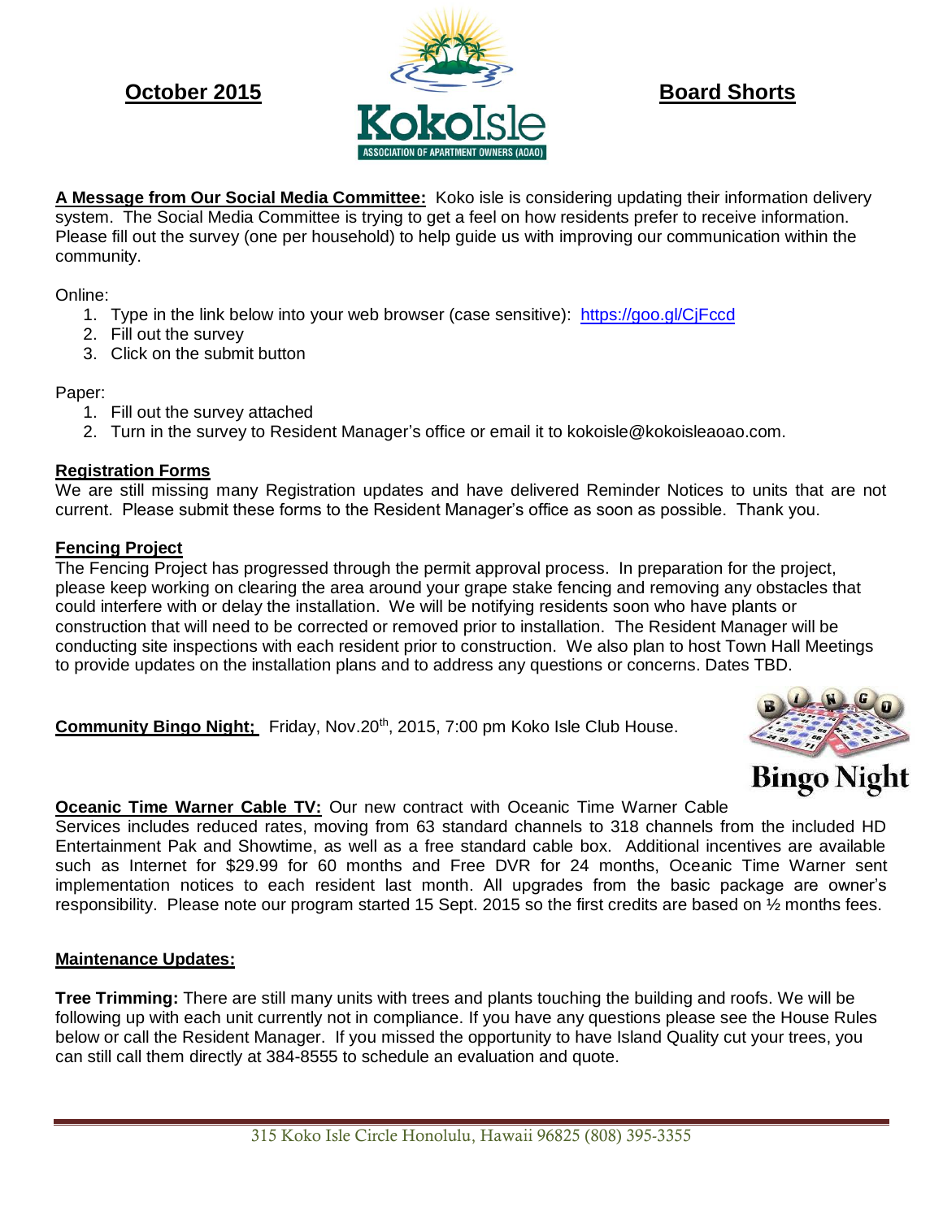**October 2015**

**Board Shorts**

KokoIsle
ASSOCIATION OF APARTMENT OWNERS (AOAO)

**A Message from Our Social Media Committee:** Koko isle is considering updating their information delivery system. The Social Media Committee is trying to get a feel on how residents prefer to receive information. Please fill out the survey (one per household) to help guide us with improving our communication within the community.

Online:

1. Type in the link below into your web browser (case sensitive): https://goo.gl/CjFccd
2. Fill out the survey
3. Click on the submit button

Paper:

1. Fill out the survey attached
2. Turn in the survey to Resident Manager's office or email it to kokoisle@kokoisleaoao.com.

**Registration Forms**

We are still missing many Registration updates and have delivered Reminder Notices to units that are not current. Please submit these forms to the Resident Manager's office as soon as possible. Thank you.

**Fencing Project**

The Fencing Project has progressed through the permit approval process. In preparation for the project, please keep working on clearing the area around your grape stake fencing and removing any obstacles that could interfere with or delay the installation. We will be notifying residents soon who have plants or construction that will need to be corrected or removed prior to installation. The Resident Manager will be conducting site inspections with each resident prior to construction. We also plan to host Town Hall Meetings to provide updates on the installation plans and to address any questions or concerns. Dates TBD.

**Community Bingo Night;** Friday, Nov.20th, 2015, 7:00 pm Koko Isle Club House.

Bingo Night

**Oceanic Time Warner Cable TV:** Our new contract with Oceanic Time Warner Cable Services includes reduced rates, moving from 63 standard channels to 318 channels from the included HD Entertainment Pak and Showtime, as well as a free standard cable box. Additional incentives are available such as Internet for $29.99 for 60 months and Free DVR for 24 months, Oceanic Time Warner sent implementation notices to each resident last month. All upgrades from the basic package are owner's responsibility. Please note our program started 15 Sept. 2015 so the first credits are based on ½ months fees.

**Maintenance Updates:**

**Tree Trimming:** There are still many units with trees and plants touching the building and roofs. We will be following up with each unit currently not in compliance. If you have any questions please see the House Rules below or call the Resident Manager. If you missed the opportunity to have Island Quality cut your trees, you can still call them directly at 384-8555 to schedule an evaluation and quote.

315 Koko Isle Circle Honolulu, Hawaii 96825 (808) 395-3355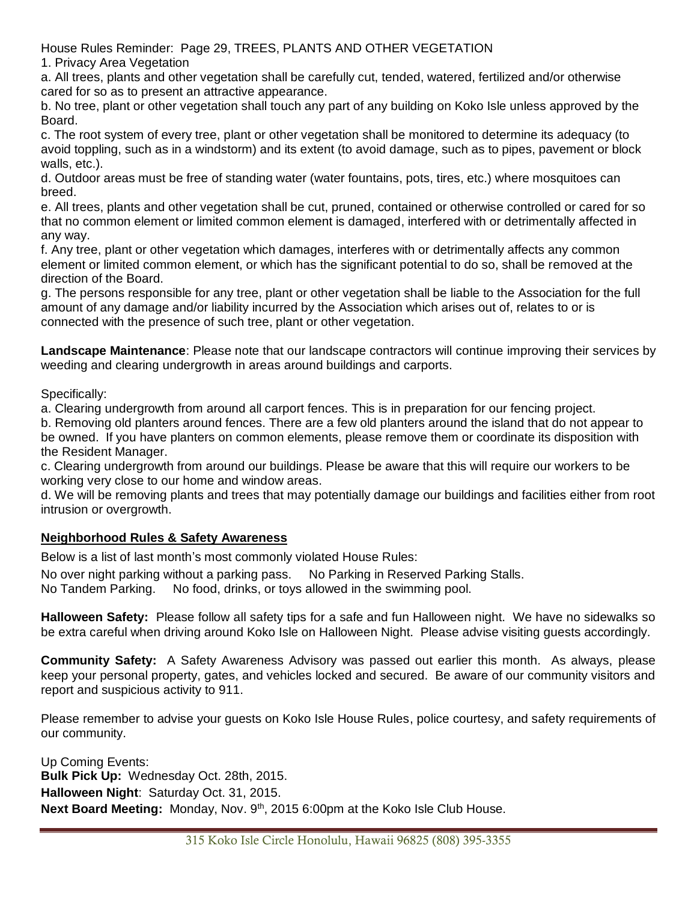House Rules Reminder: Page 29, TREES, PLANTS AND OTHER VEGETATION

1. Privacy Area Vegetation

a. All trees, plants and other vegetation shall be carefully cut, tended, watered, fertilized and/or otherwise cared for so as to present an attractive appearance.

b. No tree, plant or other vegetation shall touch any part of any building on Koko Isle unless approved by the Board.

c. The root system of every tree, plant or other vegetation shall be monitored to determine its adequacy (to avoid toppling, such as in a windstorm) and its extent (to avoid damage, such as to pipes, pavement or block walls, etc.).

d. Outdoor areas must be free of standing water (water fountains, pots, tires, etc.) where mosquitoes can breed.

e. All trees, plants and other vegetation shall be cut, pruned, contained or otherwise controlled or cared for so that no common element or limited common element is damaged, interfered with or detrimentally affected in any way.

f. Any tree, plant or other vegetation which damages, interferes with or detrimentally affects any common element or limited common element, or which has the significant potential to do so, shall be removed at the direction of the Board.

g. The persons responsible for any tree, plant or other vegetation shall be liable to the Association for the full amount of any damage and/or liability incurred by the Association which arises out of, relates to or is connected with the presence of such tree, plant or other vegetation.

**Landscape Maintenance**: Please note that our landscape contractors will continue improving their services by weeding and clearing undergrowth in areas around buildings and carports.

Specifically:

a. Clearing undergrowth from around all carport fences. This is in preparation for our fencing project.

b. Removing old planters around fences. There are a few old planters around the island that do not appear to be owned. If you have planters on common elements, please remove them or coordinate its disposition with the Resident Manager.

c. Clearing undergrowth from around our buildings. Please be aware that this will require our workers to be working very close to our home and window areas.

d. We will be removing plants and trees that may potentially damage our buildings and facilities either from root intrusion or overgrowth.

## Neighborhood Rules & Safety Awareness

Below is a list of last month's most commonly violated House Rules:

No over night parking without a parking pass. No Parking in Reserved Parking Stalls.
No Tandem Parking. No food, drinks, or toys allowed in the swimming pool.

**Halloween Safety:** Please follow all safety tips for a safe and fun Halloween night. We have no sidewalks so be extra careful when driving around Koko Isle on Halloween Night. Please advise visiting guests accordingly.

**Community Safety:** A Safety Awareness Advisory was passed out earlier this month. As always, please keep your personal property, gates, and vehicles locked and secured. Be aware of our community visitors and report and suspicious activity to 911.

Please remember to advise your guests on Koko Isle House Rules, police courtesy, and safety requirements of our community.

Up Coming Events:

**Bulk Pick Up:** Wednesday Oct. 28th, 2015.

**Halloween Night**: Saturday Oct. 31, 2015.

**Next Board Meeting:** Monday, Nov. 9th, 2015 6:00pm at the Koko Isle Club House.

315 Koko Isle Circle Honolulu, Hawaii 96825 (808) 395-3355